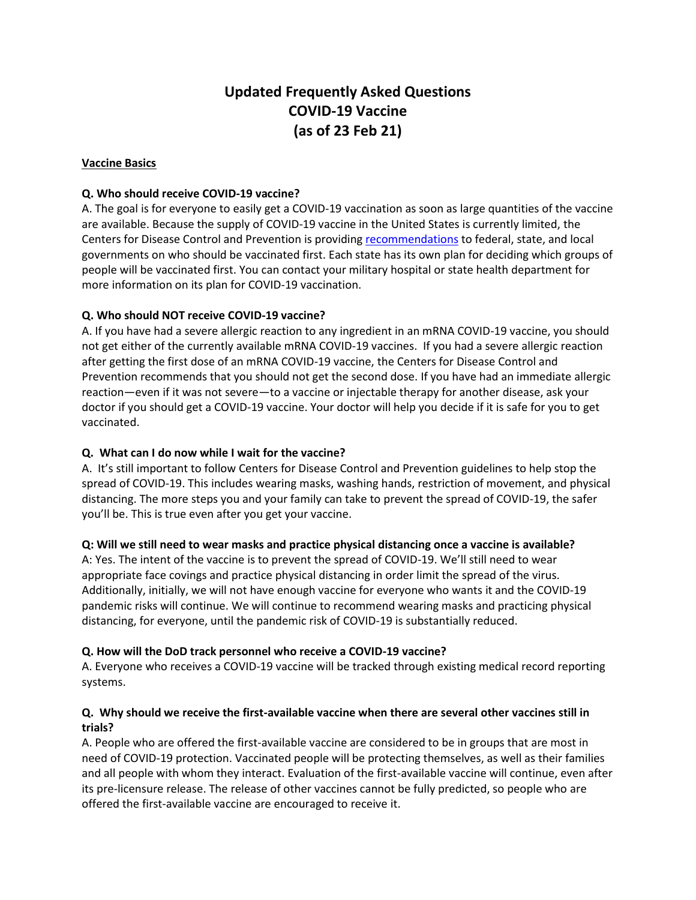# Updated Frequently Asked Questions
# COVID-19 Vaccine
# (as of 23 Feb 21)

**Vaccine Basics**

**Q. Who should receive COVID-19 vaccine?**

A. The goal is for everyone to easily get a COVID-19 vaccination as soon as large quantities of the vaccine are available. Because the supply of COVID-19 vaccine in the United States is currently limited, the Centers for Disease Control and Prevention is providing recommendations to federal, state, and local governments on who should be vaccinated first. Each state has its own plan for deciding which groups of people will be vaccinated first. You can contact your military hospital or state health department for more information on its plan for COVID-19 vaccination.

**Q. Who should NOT receive COVID-19 vaccine?**

A. If you have had a severe allergic reaction to any ingredient in an mRNA COVID-19 vaccine, you should not get either of the currently available mRNA COVID-19 vaccines. If you had a severe allergic reaction after getting the first dose of an mRNA COVID-19 vaccine, the Centers for Disease Control and Prevention recommends that you should not get the second dose. If you have had an immediate allergic reaction—even if it was not severe—to a vaccine or injectable therapy for another disease, ask your doctor if you should get a COVID-19 vaccine. Your doctor will help you decide if it is safe for you to get vaccinated.

**Q. What can I do now while I wait for the vaccine?**

A. It's still important to follow Centers for Disease Control and Prevention guidelines to help stop the spread of COVID-19. This includes wearing masks, washing hands, restriction of movement, and physical distancing. The more steps you and your family can take to prevent the spread of COVID-19, the safer you'll be. This is true even after you get your vaccine.

**Q: Will we still need to wear masks and practice physical distancing once a vaccine is available?**

A: Yes. The intent of the vaccine is to prevent the spread of COVID-19. We'll still need to wear appropriate face covings and practice physical distancing in order limit the spread of the virus. Additionally, initially, we will not have enough vaccine for everyone who wants it and the COVID-19 pandemic risks will continue. We will continue to recommend wearing masks and practicing physical distancing, for everyone, until the pandemic risk of COVID-19 is substantially reduced.

**Q. How will the DoD track personnel who receive a COVID-19 vaccine?**

A. Everyone who receives a COVID-19 vaccine will be tracked through existing medical record reporting systems.

**Q. Why should we receive the first-available vaccine when there are several other vaccines still in trials?**

A. People who are offered the first-available vaccine are considered to be in groups that are most in need of COVID-19 protection. Vaccinated people will be protecting themselves, as well as their families and all people with whom they interact. Evaluation of the first-available vaccine will continue, even after its pre-licensure release. The release of other vaccines cannot be fully predicted, so people who are offered the first-available vaccine are encouraged to receive it.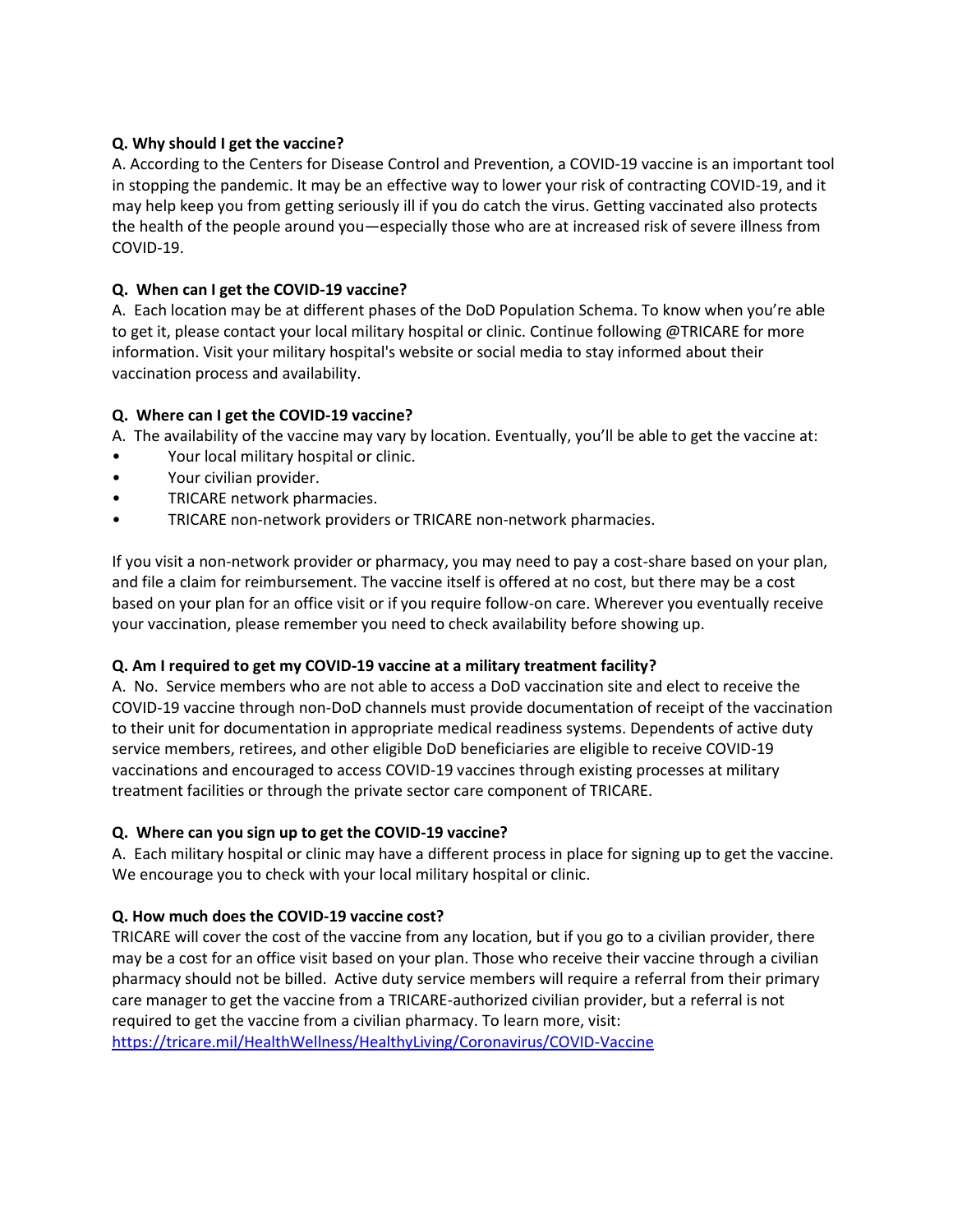**Q. Why should I get the vaccine?**
A. According to the Centers for Disease Control and Prevention, a COVID-19 vaccine is an important tool in stopping the pandemic. It may be an effective way to lower your risk of contracting COVID-19, and it may help keep you from getting seriously ill if you do catch the virus. Getting vaccinated also protects the health of the people around you—especially those who are at increased risk of severe illness from COVID-19.

**Q. When can I get the COVID-19 vaccine?**
A. Each location may be at different phases of the DoD Population Schema. To know when you're able to get it, please contact your local military hospital or clinic. Continue following @TRICARE for more information. Visit your military hospital's website or social media to stay informed about their vaccination process and availability.

**Q. Where can I get the COVID-19 vaccine?**
A. The availability of the vaccine may vary by location. Eventually, you'll be able to get the vaccine at:

- Your local military hospital or clinic.
- Your civilian provider.
- TRICARE network pharmacies.
- TRICARE non-network providers or TRICARE non-network pharmacies.

If you visit a non-network provider or pharmacy, you may need to pay a cost-share based on your plan, and file a claim for reimbursement. The vaccine itself is offered at no cost, but there may be a cost based on your plan for an office visit or if you require follow-on care. Wherever you eventually receive your vaccination, please remember you need to check availability before showing up.

**Q. Am I required to get my COVID-19 vaccine at a military treatment facility?**
A. No. Service members who are not able to access a DoD vaccination site and elect to receive the COVID-19 vaccine through non-DoD channels must provide documentation of receipt of the vaccination to their unit for documentation in appropriate medical readiness systems. Dependents of active duty service members, retirees, and other eligible DoD beneficiaries are eligible to receive COVID-19 vaccinations and encouraged to access COVID-19 vaccines through existing processes at military treatment facilities or through the private sector care component of TRICARE.

**Q. Where can you sign up to get the COVID-19 vaccine?**
A. Each military hospital or clinic may have a different process in place for signing up to get the vaccine. We encourage you to check with your local military hospital or clinic.

**Q. How much does the COVID-19 vaccine cost?**
TRICARE will cover the cost of the vaccine from any location, but if you go to a civilian provider, there may be a cost for an office visit based on your plan. Those who receive their vaccine through a civilian pharmacy should not be billed. Active duty service members will require a referral from their primary care manager to get the vaccine from a TRICARE-authorized civilian provider, but a referral is not required to get the vaccine from a civilian pharmacy. To learn more, visit: [https://tricare.mil/HealthWellness/HealthyLiving/Coronavirus/COVID-Vaccine](https://tricare.mil/HealthWellness/HealthyLiving/Coronavirus/COVID-Vaccine)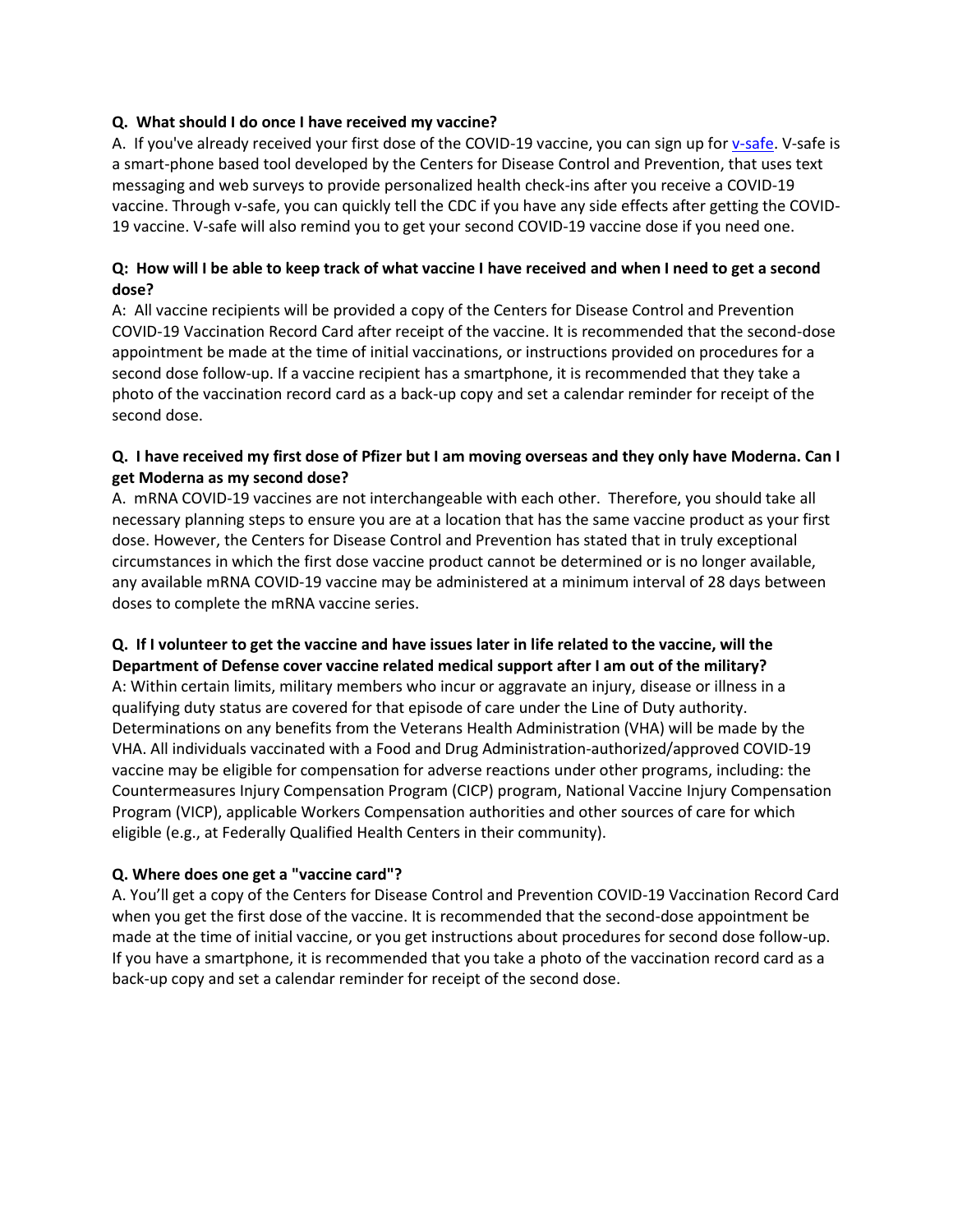**Q. What should I do once I have received my vaccine?**

A. If you've already received your first dose of the COVID-19 vaccine, you can sign up for [v-safe](). V-safe is a smart-phone based tool developed by the Centers for Disease Control and Prevention, that uses text messaging and web surveys to provide personalized health check-ins after you receive a COVID-19 vaccine. Through v-safe, you can quickly tell the CDC if you have any side effects after getting the COVID-19 vaccine. V-safe will also remind you to get your second COVID-19 vaccine dose if you need one.

**Q: How will I be able to keep track of what vaccine I have received and when I need to get a second dose?**

A: All vaccine recipients will be provided a copy of the Centers for Disease Control and Prevention COVID-19 Vaccination Record Card after receipt of the vaccine. It is recommended that the second-dose appointment be made at the time of initial vaccinations, or instructions provided on procedures for a second dose follow-up. If a vaccine recipient has a smartphone, it is recommended that they take a photo of the vaccination record card as a back-up copy and set a calendar reminder for receipt of the second dose.

**Q. I have received my first dose of Pfizer but I am moving overseas and they only have Moderna. Can I get Moderna as my second dose?**

A. mRNA COVID-19 vaccines are not interchangeable with each other. Therefore, you should take all necessary planning steps to ensure you are at a location that has the same vaccine product as your first dose. However, the Centers for Disease Control and Prevention has stated that in truly exceptional circumstances in which the first dose vaccine product cannot be determined or is no longer available, any available mRNA COVID-19 vaccine may be administered at a minimum interval of 28 days between doses to complete the mRNA vaccine series.

**Q. If I volunteer to get the vaccine and have issues later in life related to the vaccine, will the Department of Defense cover vaccine related medical support after I am out of the military?**

A: Within certain limits, military members who incur or aggravate an injury, disease or illness in a qualifying duty status are covered for that episode of care under the Line of Duty authority. Determinations on any benefits from the Veterans Health Administration (VHA) will be made by the VHA. All individuals vaccinated with a Food and Drug Administration-authorized/approved COVID-19 vaccine may be eligible for compensation for adverse reactions under other programs, including: the Countermeasures Injury Compensation Program (CICP) program, National Vaccine Injury Compensation Program (VICP), applicable Workers Compensation authorities and other sources of care for which eligible (e.g., at Federally Qualified Health Centers in their community).

**Q. Where does one get a "vaccine card"?**

A. You'll get a copy of the Centers for Disease Control and Prevention COVID-19 Vaccination Record Card when you get the first dose of the vaccine. It is recommended that the second-dose appointment be made at the time of initial vaccine, or you get instructions about procedures for second dose follow-up. If you have a smartphone, it is recommended that you take a photo of the vaccination record card as a back-up copy and set a calendar reminder for receipt of the second dose.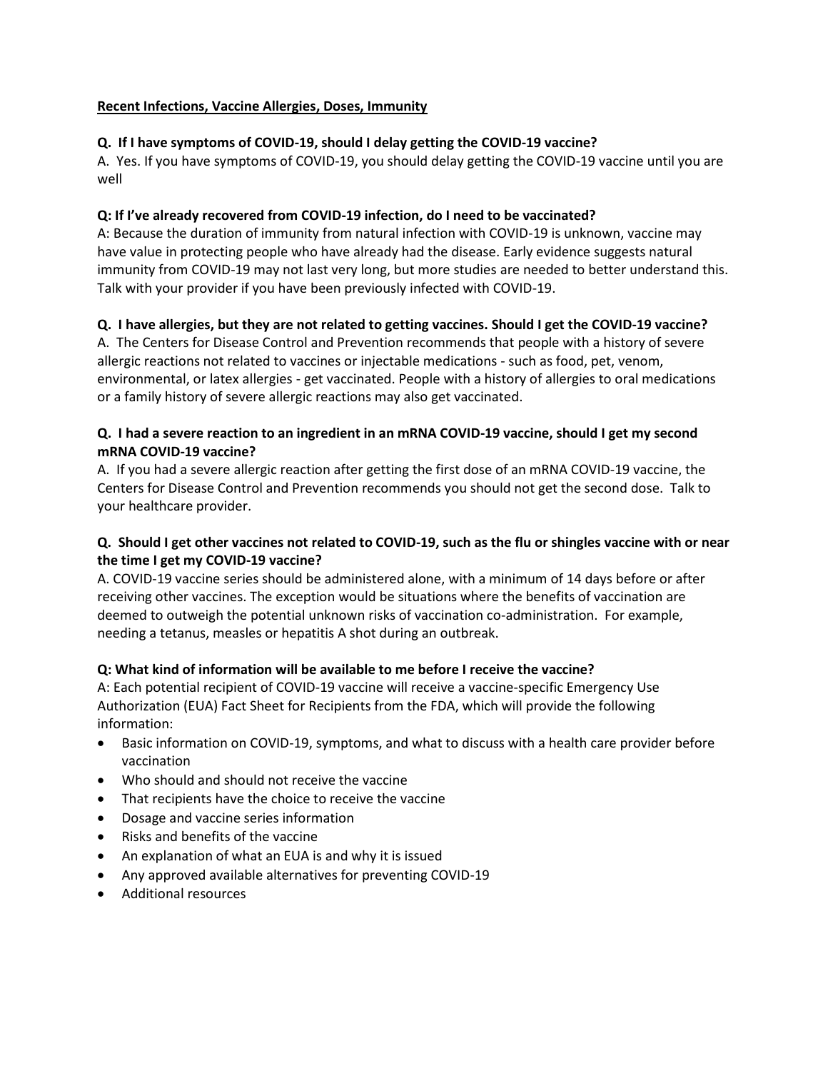**<u>Recent Infections, Vaccine Allergies, Doses, Immunity</u>**

**Q. If I have symptoms of COVID-19, should I delay getting the COVID-19 vaccine?**

A. Yes. If you have symptoms of COVID-19, you should delay getting the COVID-19 vaccine until you are well

**Q: If I've already recovered from COVID-19 infection, do I need to be vaccinated?**

A: Because the duration of immunity from natural infection with COVID-19 is unknown, vaccine may have value in protecting people who have already had the disease. Early evidence suggests natural immunity from COVID-19 may not last very long, but more studies are needed to better understand this. Talk with your provider if you have been previously infected with COVID-19.

**Q. I have allergies, but they are not related to getting vaccines. Should I get the COVID-19 vaccine?**

A. The Centers for Disease Control and Prevention recommends that people with a history of severe allergic reactions not related to vaccines or injectable medications - such as food, pet, venom, environmental, or latex allergies - get vaccinated. People with a history of allergies to oral medications or a family history of severe allergic reactions may also get vaccinated.

**Q. I had a severe reaction to an ingredient in an mRNA COVID-19 vaccine, should I get my second mRNA COVID-19 vaccine?**

A. If you had a severe allergic reaction after getting the first dose of an mRNA COVID-19 vaccine, the Centers for Disease Control and Prevention recommends you should not get the second dose. Talk to your healthcare provider.

**Q. Should I get other vaccines not related to COVID-19, such as the flu or shingles vaccine with or near the time I get my COVID-19 vaccine?**

A. COVID-19 vaccine series should be administered alone, with a minimum of 14 days before or after receiving other vaccines. The exception would be situations where the benefits of vaccination are deemed to outweigh the potential unknown risks of vaccination co-administration. For example, needing a tetanus, measles or hepatitis A shot during an outbreak.

**Q: What kind of information will be available to me before I receive the vaccine?**

A: Each potential recipient of COVID-19 vaccine will receive a vaccine-specific Emergency Use Authorization (EUA) Fact Sheet for Recipients from the FDA, which will provide the following information:

- Basic information on COVID-19, symptoms, and what to discuss with a health care provider before vaccination
- Who should and should not receive the vaccine
- That recipients have the choice to receive the vaccine
- Dosage and vaccine series information
- Risks and benefits of the vaccine
- An explanation of what an EUA is and why it is issued
- Any approved available alternatives for preventing COVID-19
- Additional resources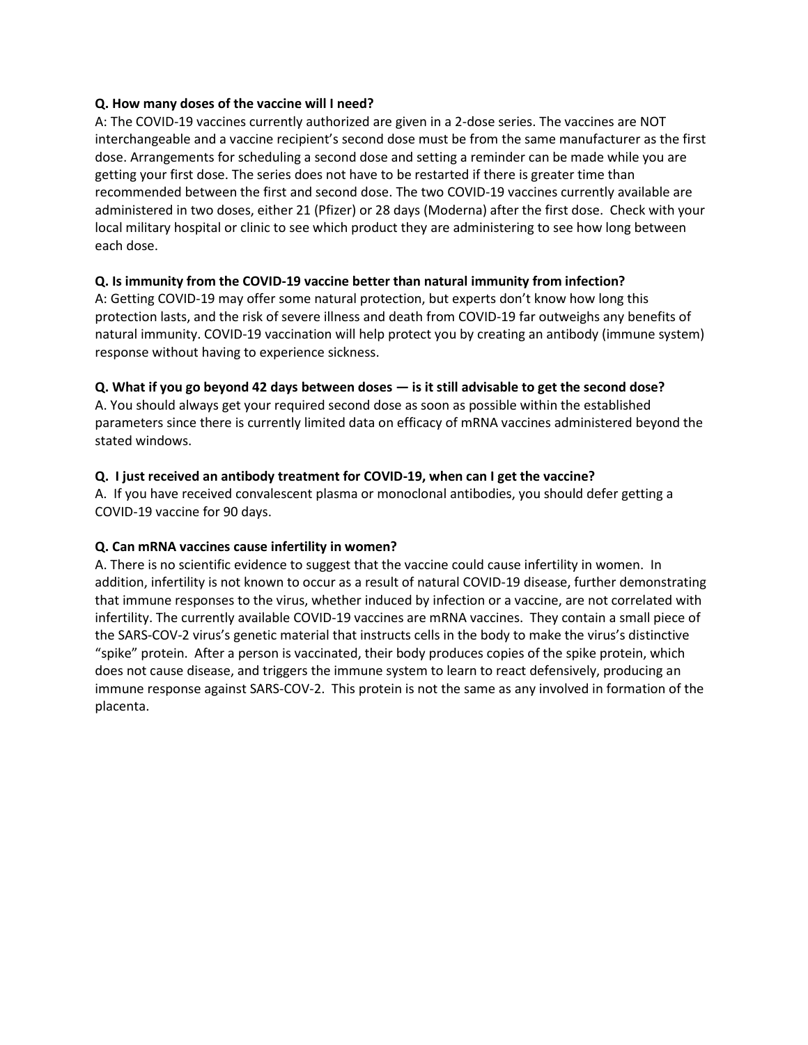**Q. How many doses of the vaccine will I need?**

A: The COVID-19 vaccines currently authorized are given in a 2-dose series. The vaccines are NOT interchangeable and a vaccine recipient's second dose must be from the same manufacturer as the first dose. Arrangements for scheduling a second dose and setting a reminder can be made while you are getting your first dose. The series does not have to be restarted if there is greater time than recommended between the first and second dose. The two COVID-19 vaccines currently available are administered in two doses, either 21 (Pfizer) or 28 days (Moderna) after the first dose. Check with your local military hospital or clinic to see which product they are administering to see how long between each dose.

**Q. Is immunity from the COVID-19 vaccine better than natural immunity from infection?**

A: Getting COVID-19 may offer some natural protection, but experts don't know how long this protection lasts, and the risk of severe illness and death from COVID-19 far outweighs any benefits of natural immunity. COVID-19 vaccination will help protect you by creating an antibody (immune system) response without having to experience sickness.

**Q. What if you go beyond 42 days between doses — is it still advisable to get the second dose?**

A. You should always get your required second dose as soon as possible within the established parameters since there is currently limited data on efficacy of mRNA vaccines administered beyond the stated windows.

**Q. I just received an antibody treatment for COVID-19, when can I get the vaccine?**

A. If you have received convalescent plasma or monoclonal antibodies, you should defer getting a COVID-19 vaccine for 90 days.

**Q. Can mRNA vaccines cause infertility in women?**

A. There is no scientific evidence to suggest that the vaccine could cause infertility in women. In addition, infertility is not known to occur as a result of natural COVID-19 disease, further demonstrating that immune responses to the virus, whether induced by infection or a vaccine, are not correlated with infertility. The currently available COVID-19 vaccines are mRNA vaccines. They contain a small piece of the SARS-COV-2 virus's genetic material that instructs cells in the body to make the virus's distinctive "spike" protein. After a person is vaccinated, their body produces copies of the spike protein, which does not cause disease, and triggers the immune system to learn to react defensively, producing an immune response against SARS-COV-2. This protein is not the same as any involved in formation of the placenta.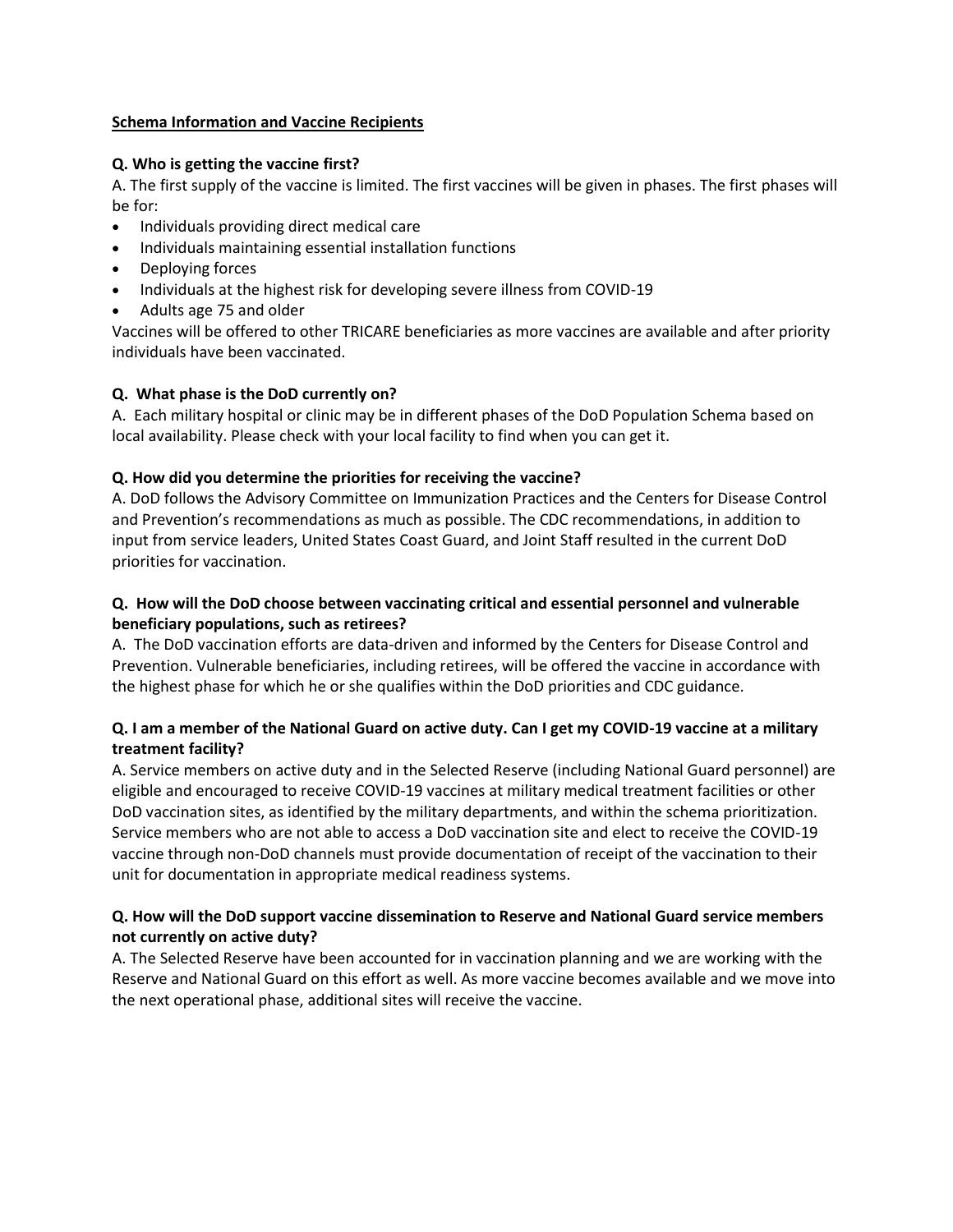## Schema Information and Vaccine Recipients

**Q. Who is getting the vaccine first?**

A. The first supply of the vaccine is limited. The first vaccines will be given in phases. The first phases will be for:

- Individuals providing direct medical care
- Individuals maintaining essential installation functions
- Deploying forces
- Individuals at the highest risk for developing severe illness from COVID-19
- Adults age 75 and older

Vaccines will be offered to other TRICARE beneficiaries as more vaccines are available and after priority individuals have been vaccinated.

**Q. What phase is the DoD currently on?**

A. Each military hospital or clinic may be in different phases of the DoD Population Schema based on local availability. Please check with your local facility to find when you can get it.

**Q. How did you determine the priorities for receiving the vaccine?**

A. DoD follows the Advisory Committee on Immunization Practices and the Centers for Disease Control and Prevention's recommendations as much as possible. The CDC recommendations, in addition to input from service leaders, United States Coast Guard, and Joint Staff resulted in the current DoD priorities for vaccination.

**Q. How will the DoD choose between vaccinating critical and essential personnel and vulnerable beneficiary populations, such as retirees?**

A. The DoD vaccination efforts are data-driven and informed by the Centers for Disease Control and Prevention. Vulnerable beneficiaries, including retirees, will be offered the vaccine in accordance with the highest phase for which he or she qualifies within the DoD priorities and CDC guidance.

**Q. I am a member of the National Guard on active duty. Can I get my COVID-19 vaccine at a military treatment facility?**

A. Service members on active duty and in the Selected Reserve (including National Guard personnel) are eligible and encouraged to receive COVID-19 vaccines at military medical treatment facilities or other DoD vaccination sites, as identified by the military departments, and within the schema prioritization. Service members who are not able to access a DoD vaccination site and elect to receive the COVID-19 vaccine through non-DoD channels must provide documentation of receipt of the vaccination to their unit for documentation in appropriate medical readiness systems.

**Q. How will the DoD support vaccine dissemination to Reserve and National Guard service members not currently on active duty?**

A. The Selected Reserve have been accounted for in vaccination planning and we are working with the Reserve and National Guard on this effort as well. As more vaccine becomes available and we move into the next operational phase, additional sites will receive the vaccine.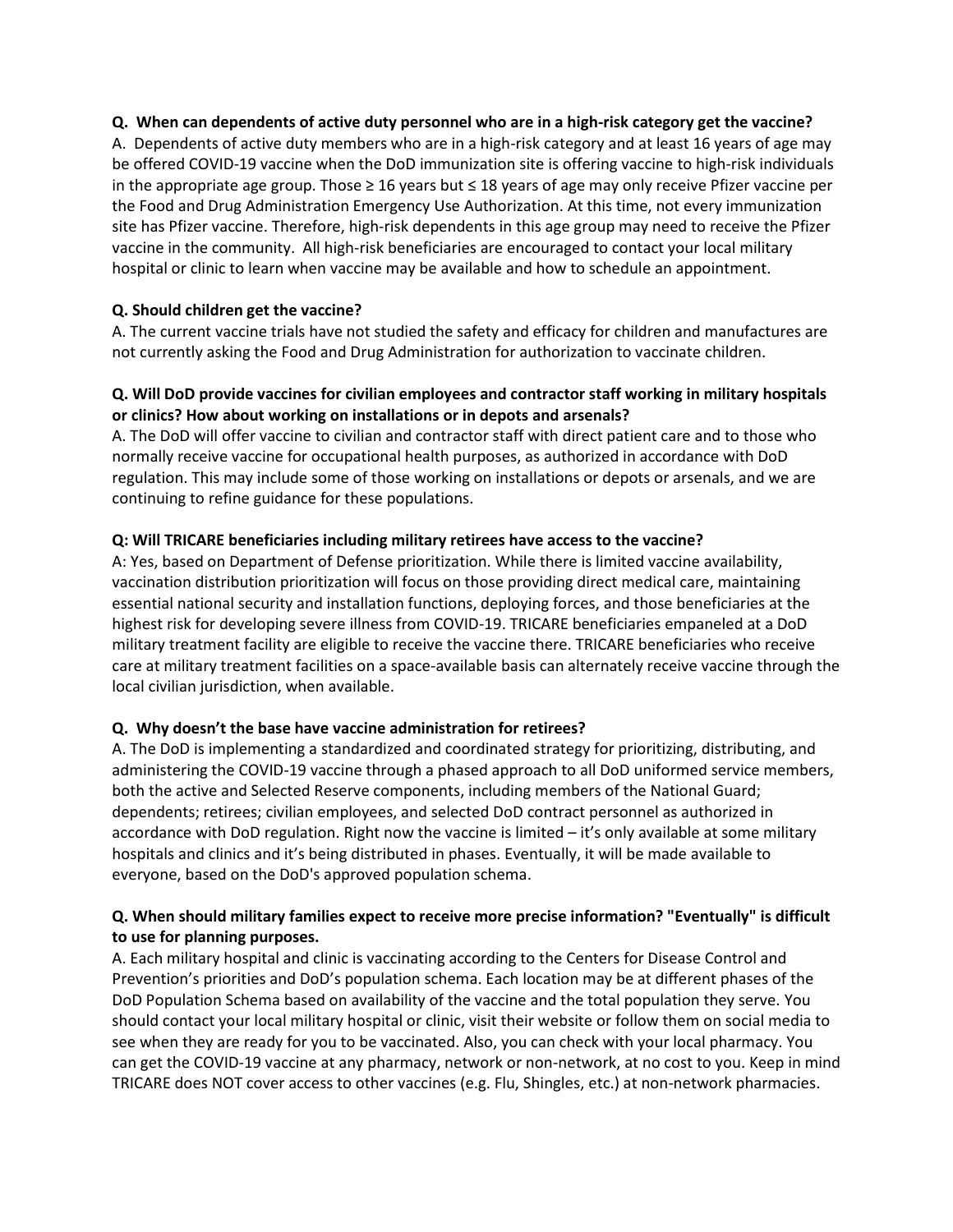**Q. When can dependents of active duty personnel who are in a high-risk category get the vaccine?**

A. Dependents of active duty members who are in a high-risk category and at least 16 years of age may be offered COVID-19 vaccine when the DoD immunization site is offering vaccine to high-risk individuals in the appropriate age group. Those ≥ 16 years but ≤ 18 years of age may only receive Pfizer vaccine per the Food and Drug Administration Emergency Use Authorization. At this time, not every immunization site has Pfizer vaccine. Therefore, high-risk dependents in this age group may need to receive the Pfizer vaccine in the community. All high-risk beneficiaries are encouraged to contact your local military hospital or clinic to learn when vaccine may be available and how to schedule an appointment.

**Q. Should children get the vaccine?**

A. The current vaccine trials have not studied the safety and efficacy for children and manufactures are not currently asking the Food and Drug Administration for authorization to vaccinate children.

**Q. Will DoD provide vaccines for civilian employees and contractor staff working in military hospitals or clinics? How about working on installations or in depots and arsenals?**

A. The DoD will offer vaccine to civilian and contractor staff with direct patient care and to those who normally receive vaccine for occupational health purposes, as authorized in accordance with DoD regulation. This may include some of those working on installations or depots or arsenals, and we are continuing to refine guidance for these populations.

**Q: Will TRICARE beneficiaries including military retirees have access to the vaccine?**

A: Yes, based on Department of Defense prioritization. While there is limited vaccine availability, vaccination distribution prioritization will focus on those providing direct medical care, maintaining essential national security and installation functions, deploying forces, and those beneficiaries at the highest risk for developing severe illness from COVID-19. TRICARE beneficiaries empaneled at a DoD military treatment facility are eligible to receive the vaccine there. TRICARE beneficiaries who receive care at military treatment facilities on a space-available basis can alternately receive vaccine through the local civilian jurisdiction, when available.

**Q. Why doesn't the base have vaccine administration for retirees?**

A. The DoD is implementing a standardized and coordinated strategy for prioritizing, distributing, and administering the COVID-19 vaccine through a phased approach to all DoD uniformed service members, both the active and Selected Reserve components, including members of the National Guard; dependents; retirees; civilian employees, and selected DoD contract personnel as authorized in accordance with DoD regulation. Right now the vaccine is limited – it's only available at some military hospitals and clinics and it's being distributed in phases. Eventually, it will be made available to everyone, based on the DoD's approved population schema.

**Q. When should military families expect to receive more precise information? "Eventually" is difficult to use for planning purposes.**

A. Each military hospital and clinic is vaccinating according to the Centers for Disease Control and Prevention's priorities and DoD's population schema. Each location may be at different phases of the DoD Population Schema based on availability of the vaccine and the total population they serve. You should contact your local military hospital or clinic, visit their website or follow them on social media to see when they are ready for you to be vaccinated. Also, you can check with your local pharmacy. You can get the COVID-19 vaccine at any pharmacy, network or non-network, at no cost to you. Keep in mind TRICARE does NOT cover access to other vaccines (e.g. Flu, Shingles, etc.) at non-network pharmacies.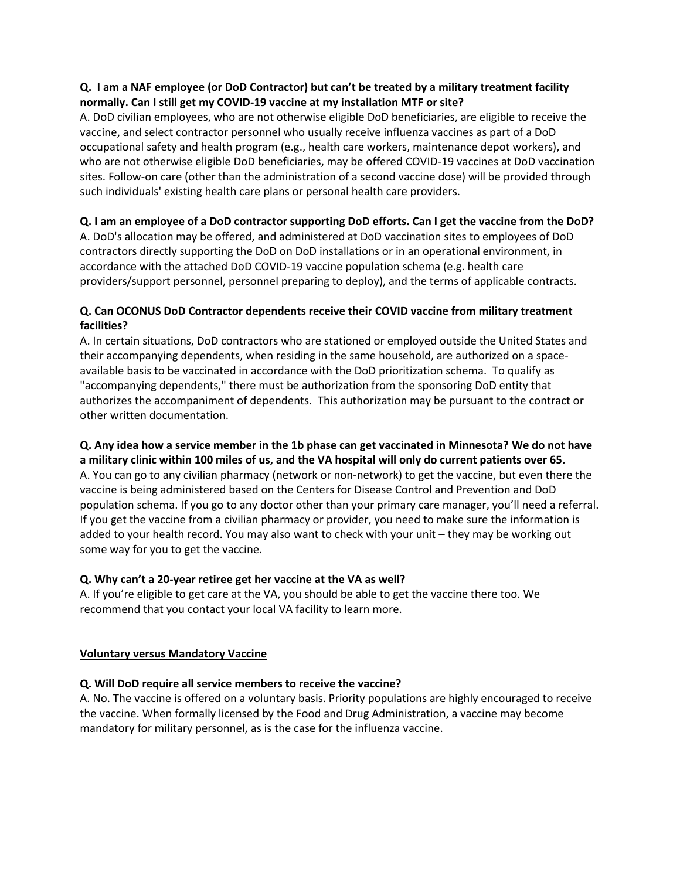**Q. I am a NAF employee (or DoD Contractor) but can't be treated by a military treatment facility normally. Can I still get my COVID-19 vaccine at my installation MTF or site?**

A. DoD civilian employees, who are not otherwise eligible DoD beneficiaries, are eligible to receive the vaccine, and select contractor personnel who usually receive influenza vaccines as part of a DoD occupational safety and health program (e.g., health care workers, maintenance depot workers), and who are not otherwise eligible DoD beneficiaries, may be offered COVID-19 vaccines at DoD vaccination sites. Follow-on care (other than the administration of a second vaccine dose) will be provided through such individuals' existing health care plans or personal health care providers.

**Q. I am an employee of a DoD contractor supporting DoD efforts. Can I get the vaccine from the DoD?**

A. DoD's allocation may be offered, and administered at DoD vaccination sites to employees of DoD contractors directly supporting the DoD on DoD installations or in an operational environment, in accordance with the attached DoD COVID-19 vaccine population schema (e.g. health care providers/support personnel, personnel preparing to deploy), and the terms of applicable contracts.

**Q. Can OCONUS DoD Contractor dependents receive their COVID vaccine from military treatment facilities?**

A. In certain situations, DoD contractors who are stationed or employed outside the United States and their accompanying dependents, when residing in the same household, are authorized on a space-available basis to be vaccinated in accordance with the DoD prioritization schema. To qualify as "accompanying dependents," there must be authorization from the sponsoring DoD entity that authorizes the accompaniment of dependents. This authorization may be pursuant to the contract or other written documentation.

**Q. Any idea how a service member in the 1b phase can get vaccinated in Minnesota? We do not have a military clinic within 100 miles of us, and the VA hospital will only do current patients over 65.**

A. You can go to any civilian pharmacy (network or non-network) to get the vaccine, but even there the vaccine is being administered based on the Centers for Disease Control and Prevention and DoD population schema. If you go to any doctor other than your primary care manager, you'll need a referral. If you get the vaccine from a civilian pharmacy or provider, you need to make sure the information is added to your health record. You may also want to check with your unit – they may be working out some way for you to get the vaccine.

**Q. Why can't a 20-year retiree get her vaccine at the VA as well?**

A. If you're eligible to get care at the VA, you should be able to get the vaccine there too. We recommend that you contact your local VA facility to learn more.

**<u>Voluntary versus Mandatory Vaccine</u>**

**Q. Will DoD require all service members to receive the vaccine?**

A. No. The vaccine is offered on a voluntary basis. Priority populations are highly encouraged to receive the vaccine. When formally licensed by the Food and Drug Administration, a vaccine may become mandatory for military personnel, as is the case for the influenza vaccine.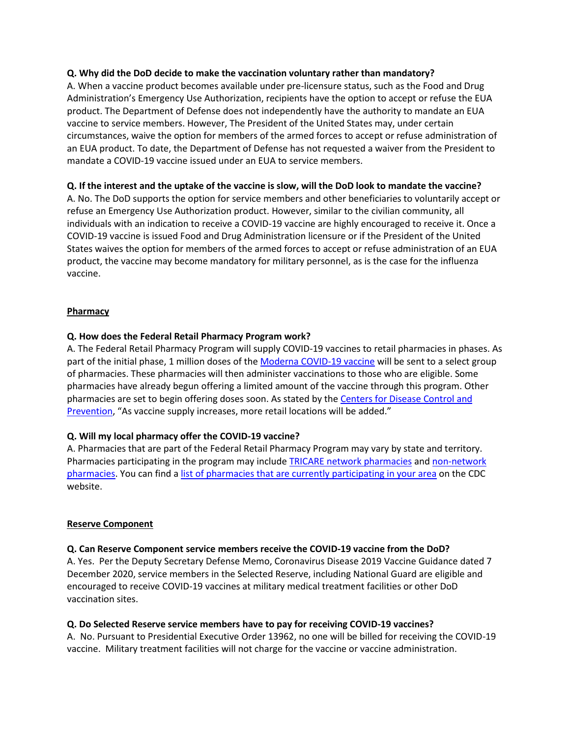**Q. Why did the DoD decide to make the vaccination voluntary rather than mandatory?**
A. When a vaccine product becomes available under pre-licensure status, such as the Food and Drug Administration's Emergency Use Authorization, recipients have the option to accept or refuse the EUA product. The Department of Defense does not independently have the authority to mandate an EUA vaccine to service members. However, The President of the United States may, under certain circumstances, waive the option for members of the armed forces to accept or refuse administration of an EUA product. To date, the Department of Defense has not requested a waiver from the President to mandate a COVID-19 vaccine issued under an EUA to service members.

**Q. If the interest and the uptake of the vaccine is slow, will the DoD look to mandate the vaccine?**
A. No. The DoD supports the option for service members and other beneficiaries to voluntarily accept or refuse an Emergency Use Authorization product. However, similar to the civilian community, all individuals with an indication to receive a COVID-19 vaccine are highly encouraged to receive it. Once a COVID-19 vaccine is issued Food and Drug Administration licensure or if the President of the United States waives the option for members of the armed forces to accept or refuse administration of an EUA product, the vaccine may become mandatory for military personnel, as is the case for the influenza vaccine.

**Pharmacy**

**Q. How does the Federal Retail Pharmacy Program work?**
A. The Federal Retail Pharmacy Program will supply COVID-19 vaccines to retail pharmacies in phases. As part of the initial phase, 1 million doses of the Moderna COVID-19 vaccine will be sent to a select group of pharmacies. These pharmacies will then administer vaccinations to those who are eligible. Some pharmacies have already begun offering a limited amount of the vaccine through this program. Other pharmacies are set to begin offering doses soon. As stated by the Centers for Disease Control and Prevention, "As vaccine supply increases, more retail locations will be added."

**Q. Will my local pharmacy offer the COVID-19 vaccine?**
A. Pharmacies that are part of the Federal Retail Pharmacy Program may vary by state and territory. Pharmacies participating in the program may include TRICARE network pharmacies and non-network pharmacies. You can find a list of pharmacies that are currently participating in your area on the CDC website.

**Reserve Component**

**Q. Can Reserve Component service members receive the COVID-19 vaccine from the DoD?**
A. Yes. Per the Deputy Secretary Defense Memo, Coronavirus Disease 2019 Vaccine Guidance dated 7 December 2020, service members in the Selected Reserve, including National Guard are eligible and encouraged to receive COVID-19 vaccines at military medical treatment facilities or other DoD vaccination sites.

**Q. Do Selected Reserve service members have to pay for receiving COVID-19 vaccines?**
A. No. Pursuant to Presidential Executive Order 13962, no one will be billed for receiving the COVID-19 vaccine. Military treatment facilities will not charge for the vaccine or vaccine administration.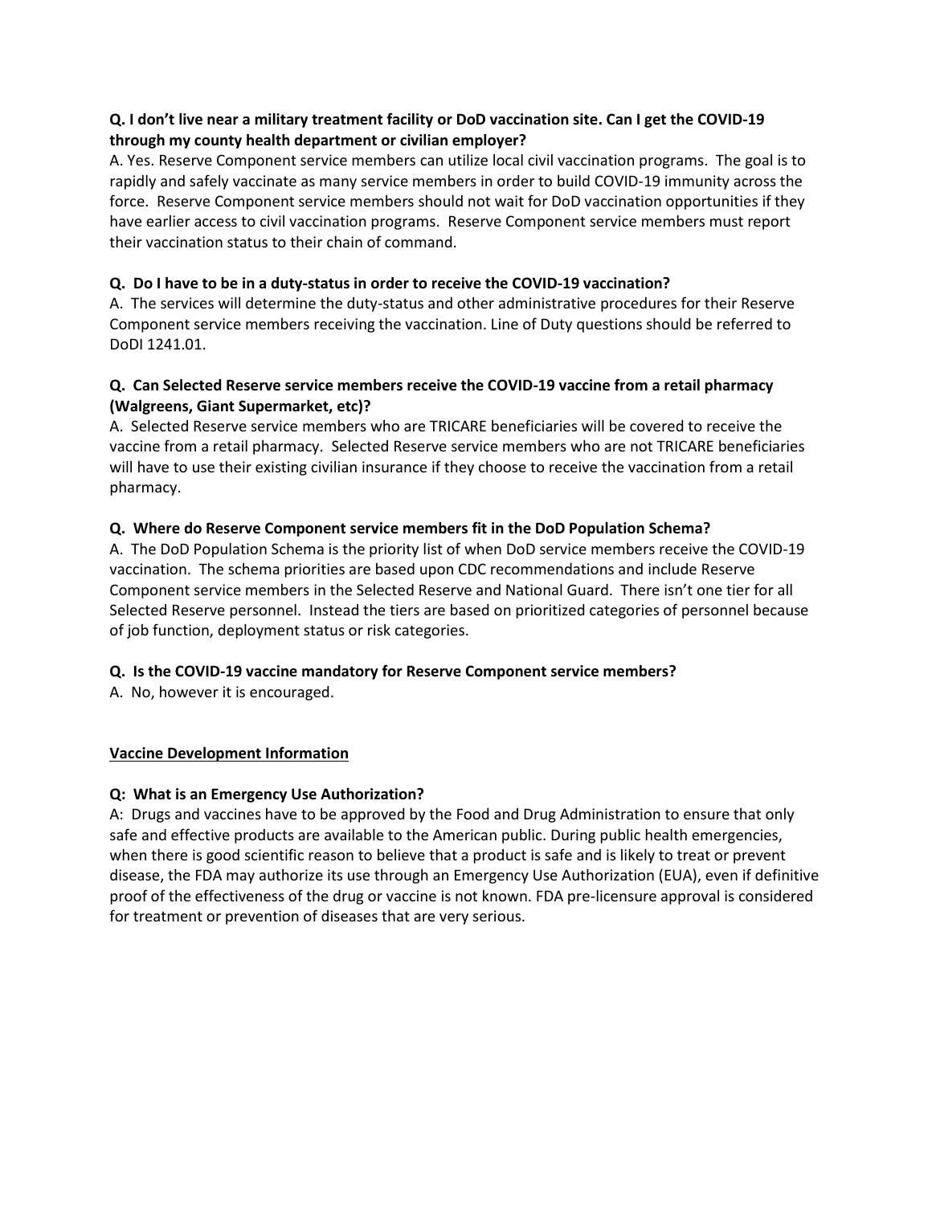**Q. I don't live near a military treatment facility or DoD vaccination site. Can I get the COVID-19 through my county health department or civilian employer?**

A. Yes. Reserve Component service members can utilize local civil vaccination programs. The goal is to rapidly and safely vaccinate as many service members in order to build COVID-19 immunity across the force. Reserve Component service members should not wait for DoD vaccination opportunities if they have earlier access to civil vaccination programs. Reserve Component service members must report their vaccination status to their chain of command.

**Q. Do I have to be in a duty-status in order to receive the COVID-19 vaccination?**

A. The services will determine the duty-status and other administrative procedures for their Reserve Component service members receiving the vaccination. Line of Duty questions should be referred to DoDI 1241.01.

**Q. Can Selected Reserve service members receive the COVID-19 vaccine from a retail pharmacy (Walgreens, Giant Supermarket, etc)?**

A. Selected Reserve service members who are TRICARE beneficiaries will be covered to receive the vaccine from a retail pharmacy. Selected Reserve service members who are not TRICARE beneficiaries will have to use their existing civilian insurance if they choose to receive the vaccination from a retail pharmacy.

**Q. Where do Reserve Component service members fit in the DoD Population Schema?**

A. The DoD Population Schema is the priority list of when DoD service members receive the COVID-19 vaccination. The schema priorities are based upon CDC recommendations and include Reserve Component service members in the Selected Reserve and National Guard. There isn't one tier for all Selected Reserve personnel. Instead the tiers are based on prioritized categories of personnel because of job function, deployment status or risk categories.

**Q. Is the COVID-19 vaccine mandatory for Reserve Component service members?**

A. No, however it is encouraged.

**<u>Vaccine Development Information</u>**

**Q: What is an Emergency Use Authorization?**

A: Drugs and vaccines have to be approved by the Food and Drug Administration to ensure that only safe and effective products are available to the American public. During public health emergencies, when there is good scientific reason to believe that a product is safe and is likely to treat or prevent disease, the FDA may authorize its use through an Emergency Use Authorization (EUA), even if definitive proof of the effectiveness of the drug or vaccine is not known. FDA pre-licensure approval is considered for treatment or prevention of diseases that are very serious.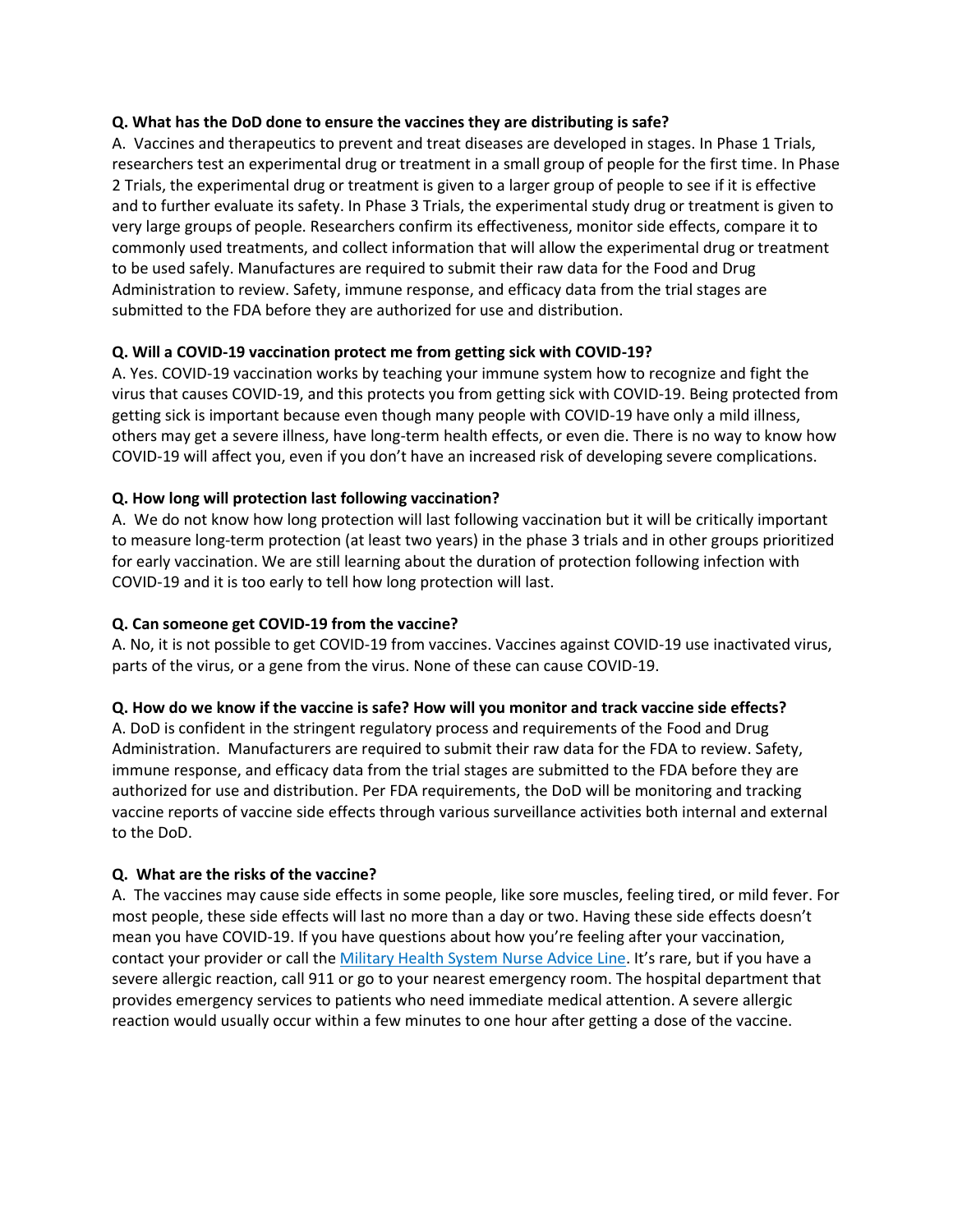**Q. What has the DoD done to ensure the vaccines they are distributing is safe?**

A. Vaccines and therapeutics to prevent and treat diseases are developed in stages. In Phase 1 Trials, researchers test an experimental drug or treatment in a small group of people for the first time. In Phase 2 Trials, the experimental drug or treatment is given to a larger group of people to see if it is effective and to further evaluate its safety. In Phase 3 Trials, the experimental study drug or treatment is given to very large groups of people. Researchers confirm its effectiveness, monitor side effects, compare it to commonly used treatments, and collect information that will allow the experimental drug or treatment to be used safely. Manufactures are required to submit their raw data for the Food and Drug Administration to review. Safety, immune response, and efficacy data from the trial stages are submitted to the FDA before they are authorized for use and distribution.

**Q. Will a COVID-19 vaccination protect me from getting sick with COVID-19?**

A. Yes. COVID-19 vaccination works by teaching your immune system how to recognize and fight the virus that causes COVID-19, and this protects you from getting sick with COVID-19. Being protected from getting sick is important because even though many people with COVID-19 have only a mild illness, others may get a severe illness, have long-term health effects, or even die. There is no way to know how COVID-19 will affect you, even if you don't have an increased risk of developing severe complications.

**Q. How long will protection last following vaccination?**

A. We do not know how long protection will last following vaccination but it will be critically important to measure long-term protection (at least two years) in the phase 3 trials and in other groups prioritized for early vaccination. We are still learning about the duration of protection following infection with COVID-19 and it is too early to tell how long protection will last.

**Q. Can someone get COVID-19 from the vaccine?**

A. No, it is not possible to get COVID-19 from vaccines. Vaccines against COVID-19 use inactivated virus, parts of the virus, or a gene from the virus. None of these can cause COVID-19.

**Q. How do we know if the vaccine is safe? How will you monitor and track vaccine side effects?**

A. DoD is confident in the stringent regulatory process and requirements of the Food and Drug Administration. Manufacturers are required to submit their raw data for the FDA to review. Safety, immune response, and efficacy data from the trial stages are submitted to the FDA before they are authorized for use and distribution. Per FDA requirements, the DoD will be monitoring and tracking vaccine reports of vaccine side effects through various surveillance activities both internal and external to the DoD.

**Q. What are the risks of the vaccine?**

A. The vaccines may cause side effects in some people, like sore muscles, feeling tired, or mild fever. For most people, these side effects will last no more than a day or two. Having these side effects doesn't mean you have COVID-19. If you have questions about how you're feeling after your vaccination, contact your provider or call the Military Health System Nurse Advice Line. It's rare, but if you have a severe allergic reaction, call 911 or go to your nearest emergency room. The hospital department that provides emergency services to patients who need immediate medical attention. A severe allergic reaction would usually occur within a few minutes to one hour after getting a dose of the vaccine.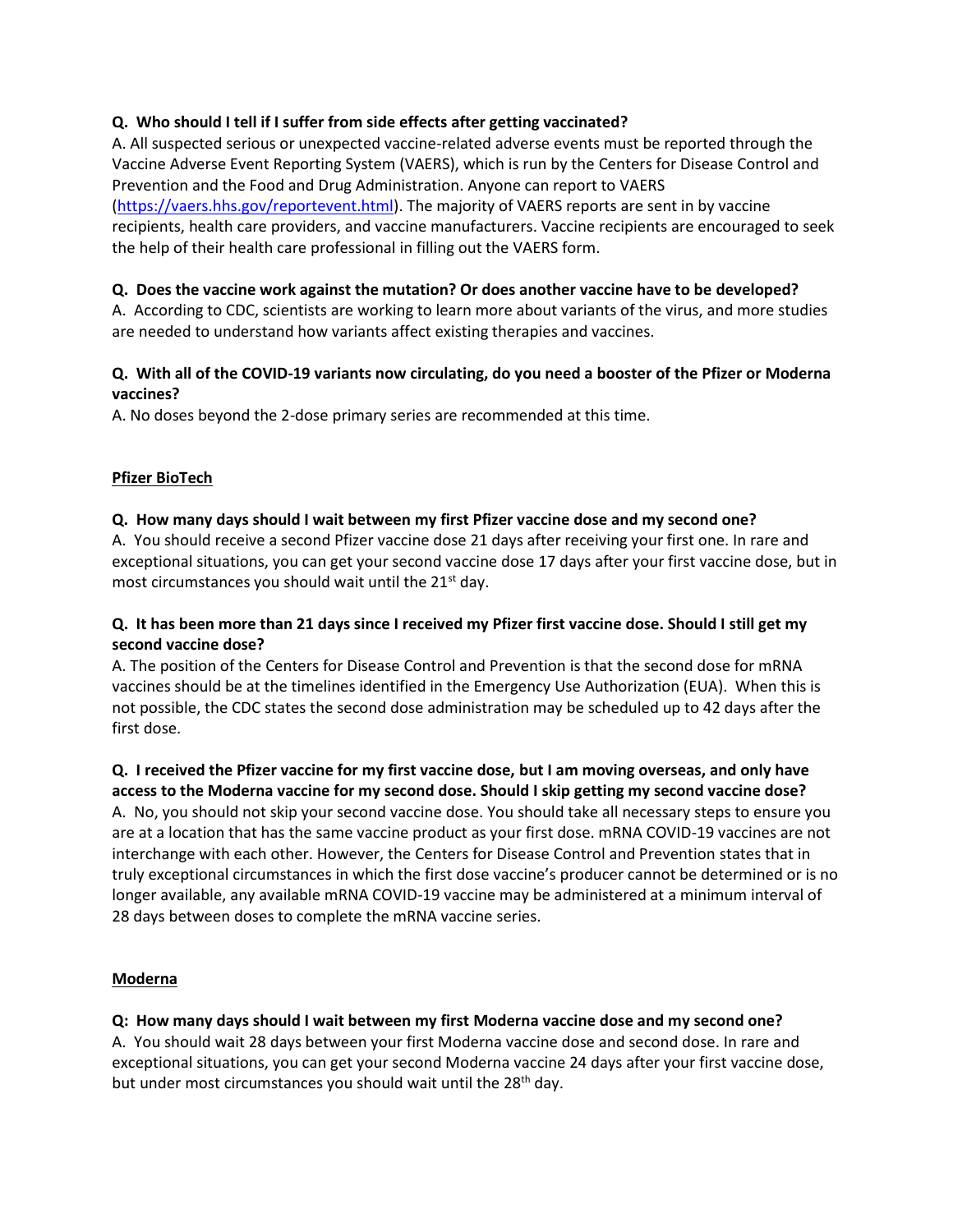**Q. Who should I tell if I suffer from side effects after getting vaccinated?**

A. All suspected serious or unexpected vaccine-related adverse events must be reported through the Vaccine Adverse Event Reporting System (VAERS), which is run by the Centers for Disease Control and Prevention and the Food and Drug Administration. Anyone can report to VAERS (https://vaers.hhs.gov/reportevent.html). The majority of VAERS reports are sent in by vaccine recipients, health care providers, and vaccine manufacturers. Vaccine recipients are encouraged to seek the help of their health care professional in filling out the VAERS form.

**Q. Does the vaccine work against the mutation? Or does another vaccine have to be developed?**

A. According to CDC, scientists are working to learn more about variants of the virus, and more studies are needed to understand how variants affect existing therapies and vaccines.

**Q. With all of the COVID-19 variants now circulating, do you need a booster of the Pfizer or Moderna vaccines?**

A. No doses beyond the 2-dose primary series are recommended at this time.

## Pfizer BioTech

**Q. How many days should I wait between my first Pfizer vaccine dose and my second one?**

A. You should receive a second Pfizer vaccine dose 21 days after receiving your first one. In rare and exceptional situations, you can get your second vaccine dose 17 days after your first vaccine dose, but in most circumstances you should wait until the 21st day.

**Q. It has been more than 21 days since I received my Pfizer first vaccine dose. Should I still get my second vaccine dose?**

A. The position of the Centers for Disease Control and Prevention is that the second dose for mRNA vaccines should be at the timelines identified in the Emergency Use Authorization (EUA). When this is not possible, the CDC states the second dose administration may be scheduled up to 42 days after the first dose.

**Q. I received the Pfizer vaccine for my first vaccine dose, but I am moving overseas, and only have access to the Moderna vaccine for my second dose. Should I skip getting my second vaccine dose?**

A. No, you should not skip your second vaccine dose. You should take all necessary steps to ensure you are at a location that has the same vaccine product as your first dose. mRNA COVID-19 vaccines are not interchange with each other. However, the Centers for Disease Control and Prevention states that in truly exceptional circumstances in which the first dose vaccine's producer cannot be determined or is no longer available, any available mRNA COVID-19 vaccine may be administered at a minimum interval of 28 days between doses to complete the mRNA vaccine series.

## Moderna

**Q: How many days should I wait between my first Moderna vaccine dose and my second one?**

A. You should wait 28 days between your first Moderna vaccine dose and second dose. In rare and exceptional situations, you can get your second Moderna vaccine 24 days after your first vaccine dose, but under most circumstances you should wait until the 28th day.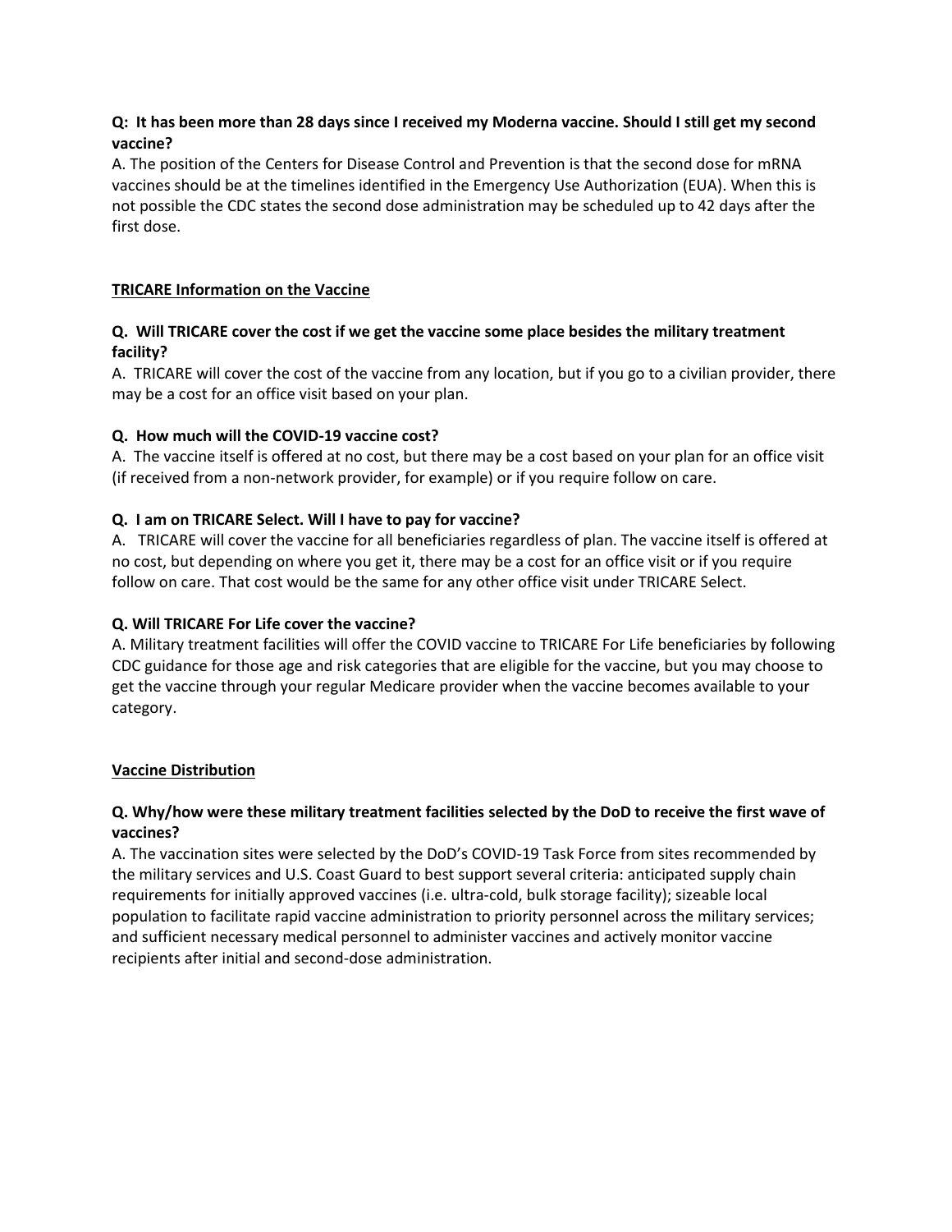**Q: It has been more than 28 days since I received my Moderna vaccine. Should I still get my second vaccine?**

A. The position of the Centers for Disease Control and Prevention is that the second dose for mRNA vaccines should be at the timelines identified in the Emergency Use Authorization (EUA). When this is not possible the CDC states the second dose administration may be scheduled up to 42 days after the first dose.

## TRICARE Information on the Vaccine

**Q. Will TRICARE cover the cost if we get the vaccine some place besides the military treatment facility?**

A. TRICARE will cover the cost of the vaccine from any location, but if you go to a civilian provider, there may be a cost for an office visit based on your plan.

**Q. How much will the COVID-19 vaccine cost?**

A. The vaccine itself is offered at no cost, but there may be a cost based on your plan for an office visit (if received from a non-network provider, for example) or if you require follow on care.

**Q. I am on TRICARE Select. Will I have to pay for vaccine?**

A. TRICARE will cover the vaccine for all beneficiaries regardless of plan. The vaccine itself is offered at no cost, but depending on where you get it, there may be a cost for an office visit or if you require follow on care. That cost would be the same for any other office visit under TRICARE Select.

**Q. Will TRICARE For Life cover the vaccine?**

A. Military treatment facilities will offer the COVID vaccine to TRICARE For Life beneficiaries by following CDC guidance for those age and risk categories that are eligible for the vaccine, but you may choose to get the vaccine through your regular Medicare provider when the vaccine becomes available to your category.

## Vaccine Distribution

**Q. Why/how were these military treatment facilities selected by the DoD to receive the first wave of vaccines?**

A. The vaccination sites were selected by the DoD's COVID-19 Task Force from sites recommended by the military services and U.S. Coast Guard to best support several criteria: anticipated supply chain requirements for initially approved vaccines (i.e. ultra-cold, bulk storage facility); sizeable local population to facilitate rapid vaccine administration to priority personnel across the military services; and sufficient necessary medical personnel to administer vaccines and actively monitor vaccine recipients after initial and second-dose administration.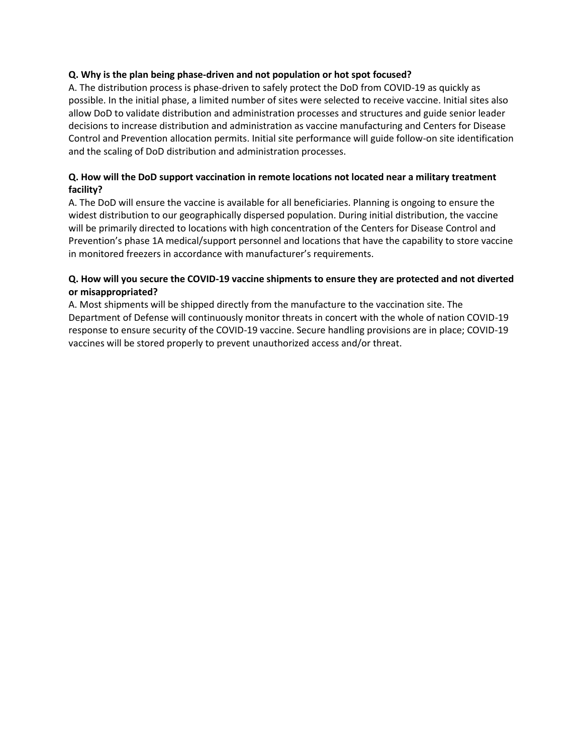**Q. Why is the plan being phase-driven and not population or hot spot focused?**
A. The distribution process is phase-driven to safely protect the DoD from COVID-19 as quickly as possible. In the initial phase, a limited number of sites were selected to receive vaccine. Initial sites also allow DoD to validate distribution and administration processes and structures and guide senior leader decisions to increase distribution and administration as vaccine manufacturing and Centers for Disease Control and Prevention allocation permits. Initial site performance will guide follow-on site identification and the scaling of DoD distribution and administration processes.

**Q. How will the DoD support vaccination in remote locations not located near a military treatment facility?**
A. The DoD will ensure the vaccine is available for all beneficiaries. Planning is ongoing to ensure the widest distribution to our geographically dispersed population. During initial distribution, the vaccine will be primarily directed to locations with high concentration of the Centers for Disease Control and Prevention's phase 1A medical/support personnel and locations that have the capability to store vaccine in monitored freezers in accordance with manufacturer's requirements.

**Q. How will you secure the COVID-19 vaccine shipments to ensure they are protected and not diverted or misappropriated?**
A. Most shipments will be shipped directly from the manufacture to the vaccination site. The Department of Defense will continuously monitor threats in concert with the whole of nation COVID-19 response to ensure security of the COVID-19 vaccine. Secure handling provisions are in place; COVID-19 vaccines will be stored properly to prevent unauthorized access and/or threat.